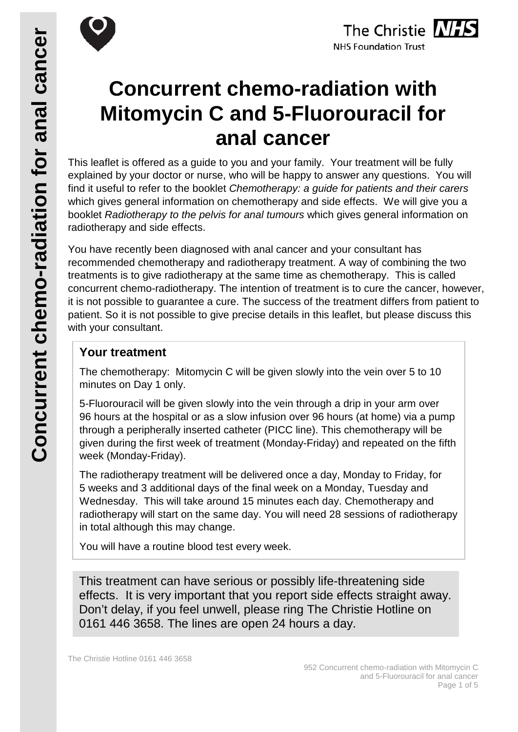# Concurrent chemo-radiation with Mitomycin C and 5-Fluorouracil for anal cancer

This leaflet is offered as a guide to you and your family. Your treatment will be fully explained by your doctor or nurse, who will be happy to answer any questions. You will find it useful to refer to the booklet *Chemotherapy: a guide for patients and their carers* which gives general information on chemotherapy and side effects. We will give you a booklet *Radiotherapy to the pelvis for anal tumours* which gives general information on radiotherapy and side effects.

You have recently been diagnosed with anal cancer and your consultant has recommended chemotherapy and radiotherapy treatment. A way of combining the two treatments is to give radiotherapy at the same time as chemotherapy. This is called concurrent chemo-radiotherapy. The intention of treatment is to cure the cancer, however, it is not possible to guarantee a cure. The success of the treatment differs from patient to patient. So it is not possible to give precise details in this leaflet, but please discuss this with your consultant.

## Your treatment

The chemotherapy: Mitomycin C will be given slowly into the vein over 5 to 10 minutes on Day 1 only.

5-Fluorouracil will be given slowly into the vein through a drip in your arm over 96 hours at the hospital or as a slow infusion over 96 hours (at home) via a pump through a peripherally inserted catheter (PICC line). This chemotherapy will be given during the first week of treatment (Monday-Friday) and repeated on the fifth week (Monday-Friday).

The radiotherapy treatment will be delivered once a day, Monday to Friday, for 5 weeks and 3 additional days of the final week on a Monday, Tuesday and Wednesday. This will take around 15 minutes each day. Chemotherapy and radiotherapy will start on the same day. You will need 28 sessions of radiotherapy in total although this may change.

You will have a routine blood test every week.

This treatment can have serious or possibly life-threatening side effects. It is very important that you report side effects straight away. Don't delay, if you feel unwell, please ring The Christie Hotline on 0161 446 3658. The lines are open 24 hours a day.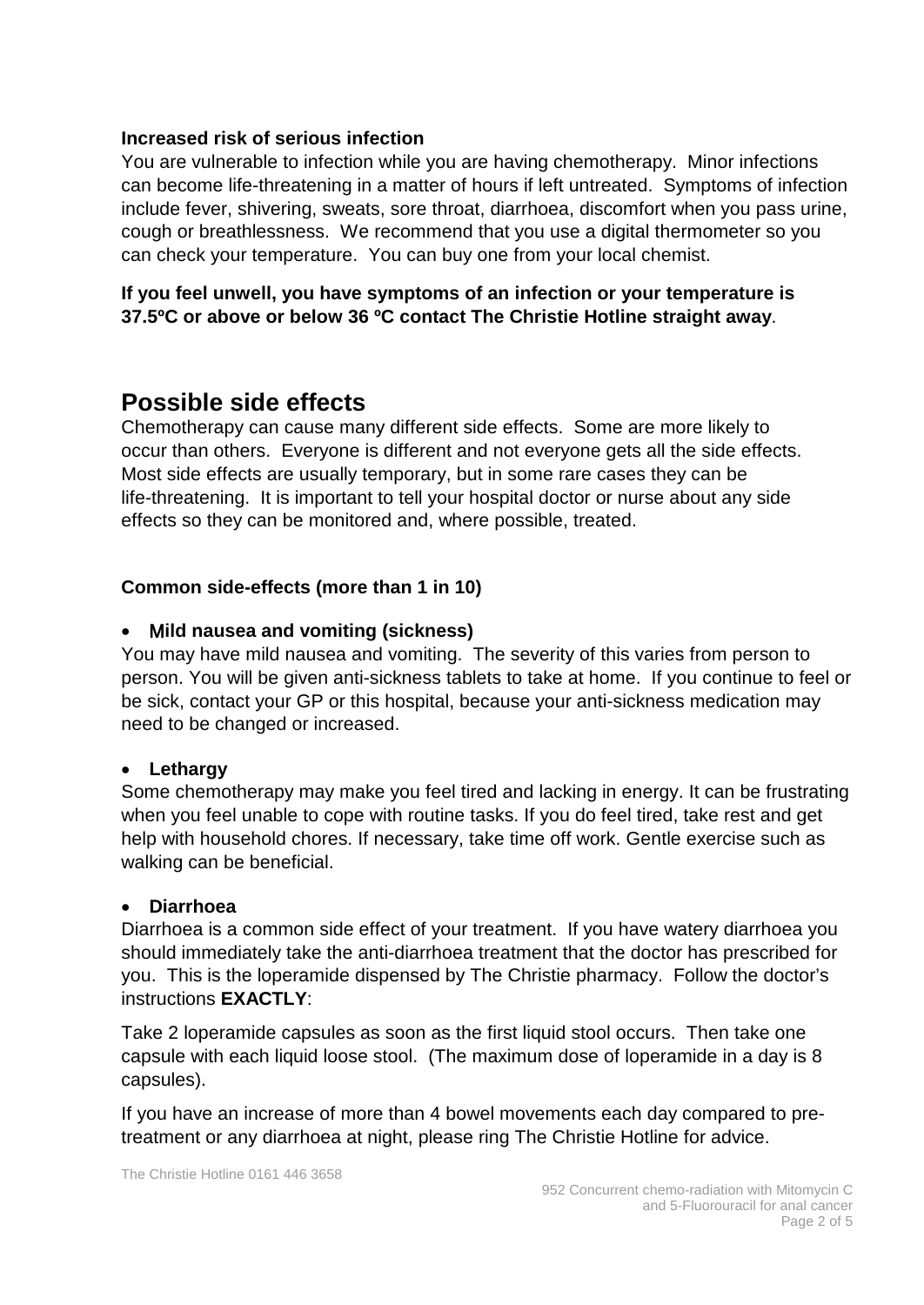**Increased risk of serious infection**

You are vulnerable to infection while you are having chemotherapy. Minor infections can become life-threatening in a matter of hours if left untreated. Symptoms of infection include fever, shivering, sweats, sore throat, diarrhoea, discomfort when you pass urine, cough or breathlessness. We recommend that you use a digital thermometer so you can check your temperature. You can buy one from your local chemist.

**If you feel unwell, you have symptoms of an infection or your temperature is 37.5ºC or above or below 36 ºC contact The Christie Hotline straight away**.

## Possible side effects

Chemotherapy can cause many different side effects. Some are more likely to occur than others. Everyone is different and not everyone gets all the side effects. Most side effects are usually temporary, but in some rare cases they can be life-threatening. It is important to tell your hospital doctor or nurse about any side effects so they can be monitored and, where possible, treated.

**Common side-effects (more than 1 in 10)**

- **Mild nausea and vomiting (sickness)**

You may have mild nausea and vomiting. The severity of this varies from person to person. You will be given anti-sickness tablets to take at home. If you continue to feel or be sick, contact your GP or this hospital, because your anti-sickness medication may need to be changed or increased.

- **Lethargy**

Some chemotherapy may make you feel tired and lacking in energy. It can be frustrating when you feel unable to cope with routine tasks. If you do feel tired, take rest and get help with household chores. If necessary, take time off work. Gentle exercise such as walking can be beneficial.

- **Diarrhoea**

Diarrhoea is a common side effect of your treatment. If you have watery diarrhoea you should immediately take the anti-diarrhoea treatment that the doctor has prescribed for you. This is the loperamide dispensed by The Christie pharmacy. Follow the doctor's instructions **EXACTLY**:

Take 2 loperamide capsules as soon as the first liquid stool occurs. Then take one capsule with each liquid loose stool. (The maximum dose of loperamide in a day is 8 capsules).

If you have an increase of more than 4 bowel movements each day compared to pre-treatment or any diarrhoea at night, please ring The Christie Hotline for advice.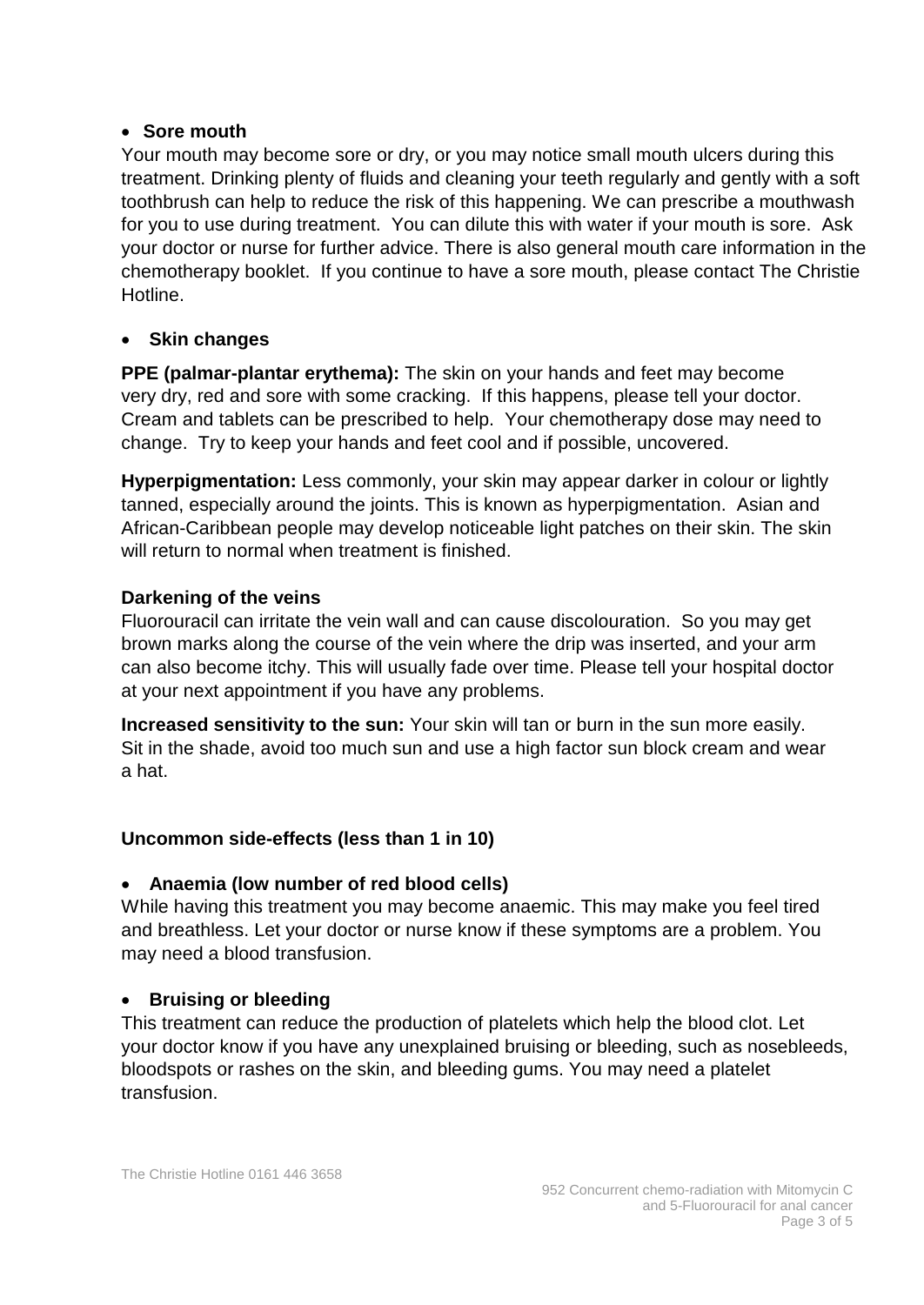- **Sore mouth**

Your mouth may become sore or dry, or you may notice small mouth ulcers during this treatment. Drinking plenty of fluids and cleaning your teeth regularly and gently with a soft toothbrush can help to reduce the risk of this happening. We can prescribe a mouthwash for you to use during treatment. You can dilute this with water if your mouth is sore. Ask your doctor or nurse for further advice. There is also general mouth care information in the chemotherapy booklet. If you continue to have a sore mouth, please contact The Christie Hotline.

- **Skin changes**

**PPE (palmar-plantar erythema):** The skin on your hands and feet may become very dry, red and sore with some cracking. If this happens, please tell your doctor. Cream and tablets can be prescribed to help. Your chemotherapy dose may need to change. Try to keep your hands and feet cool and if possible, uncovered.

**Hyperpigmentation:** Less commonly, your skin may appear darker in colour or lightly tanned, especially around the joints. This is known as hyperpigmentation. Asian and African-Caribbean people may develop noticeable light patches on their skin. The skin will return to normal when treatment is finished.

**Darkening of the veins**

Fluorouracil can irritate the vein wall and can cause discolouration. So you may get brown marks along the course of the vein where the drip was inserted, and your arm can also become itchy. This will usually fade over time. Please tell your hospital doctor at your next appointment if you have any problems.

**Increased sensitivity to the sun:** Your skin will tan or burn in the sun more easily. Sit in the shade, avoid too much sun and use a high factor sun block cream and wear a hat.

### Uncommon side-effects (less than 1 in 10)

- **Anaemia (low number of red blood cells)**

While having this treatment you may become anaemic. This may make you feel tired and breathless. Let your doctor or nurse know if these symptoms are a problem. You may need a blood transfusion.

- **Bruising or bleeding**

This treatment can reduce the production of platelets which help the blood clot. Let your doctor know if you have any unexplained bruising or bleeding, such as nosebleeds, bloodspots or rashes on the skin, and bleeding gums. You may need a platelet transfusion.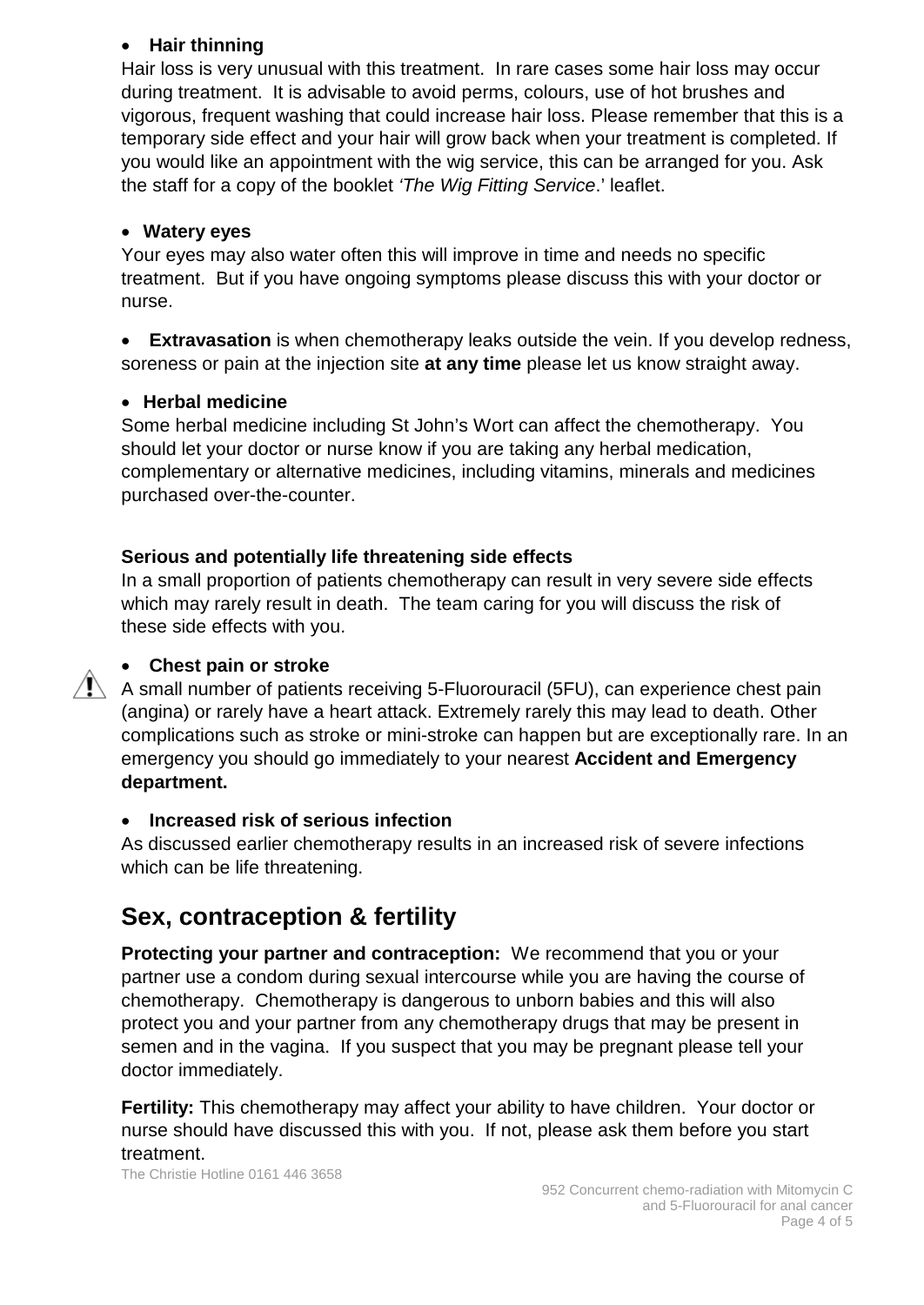- **Hair thinning**

Hair loss is very unusual with this treatment. In rare cases some hair loss may occur during treatment. It is advisable to avoid perms, colours, use of hot brushes and vigorous, frequent washing that could increase hair loss. Please remember that this is a temporary side effect and your hair will grow back when your treatment is completed. If you would like an appointment with the wig service, this can be arranged for you. Ask the staff for a copy of the booklet *'The Wig Fitting Service*.' leaflet.

- **Watery eyes**

Your eyes may also water often this will improve in time and needs no specific treatment. But if you have ongoing symptoms please discuss this with your doctor or nurse.

- **Extravasation** is when chemotherapy leaks outside the vein. If you develop redness, soreness or pain at the injection site **at any time** please let us know straight away.

- **Herbal medicine**

Some herbal medicine including St John's Wort can affect the chemotherapy. You should let your doctor or nurse know if you are taking any herbal medication, complementary or alternative medicines, including vitamins, minerals and medicines purchased over-the-counter.

**Serious and potentially life threatening side effects**

In a small proportion of patients chemotherapy can result in very severe side effects which may rarely result in death. The team caring for you will discuss the risk of these side effects with you.

- **Chest pain or stroke**

⚠ A small number of patients receiving 5-Fluorouracil (5FU), can experience chest pain (angina) or rarely have a heart attack. Extremely rarely this may lead to death. Other complications such as stroke or mini-stroke can happen but are exceptionally rare. In an emergency you should go immediately to your nearest **Accident and Emergency department.**

- **Increased risk of serious infection**

As discussed earlier chemotherapy results in an increased risk of severe infections which can be life threatening.

## Sex, contraception & fertility

**Protecting your partner and contraception:** We recommend that you or your partner use a condom during sexual intercourse while you are having the course of chemotherapy. Chemotherapy is dangerous to unborn babies and this will also protect you and your partner from any chemotherapy drugs that may be present in semen and in the vagina. If you suspect that you may be pregnant please tell your doctor immediately.

**Fertility:** This chemotherapy may affect your ability to have children. Your doctor or nurse should have discussed this with you. If not, please ask them before you start treatment.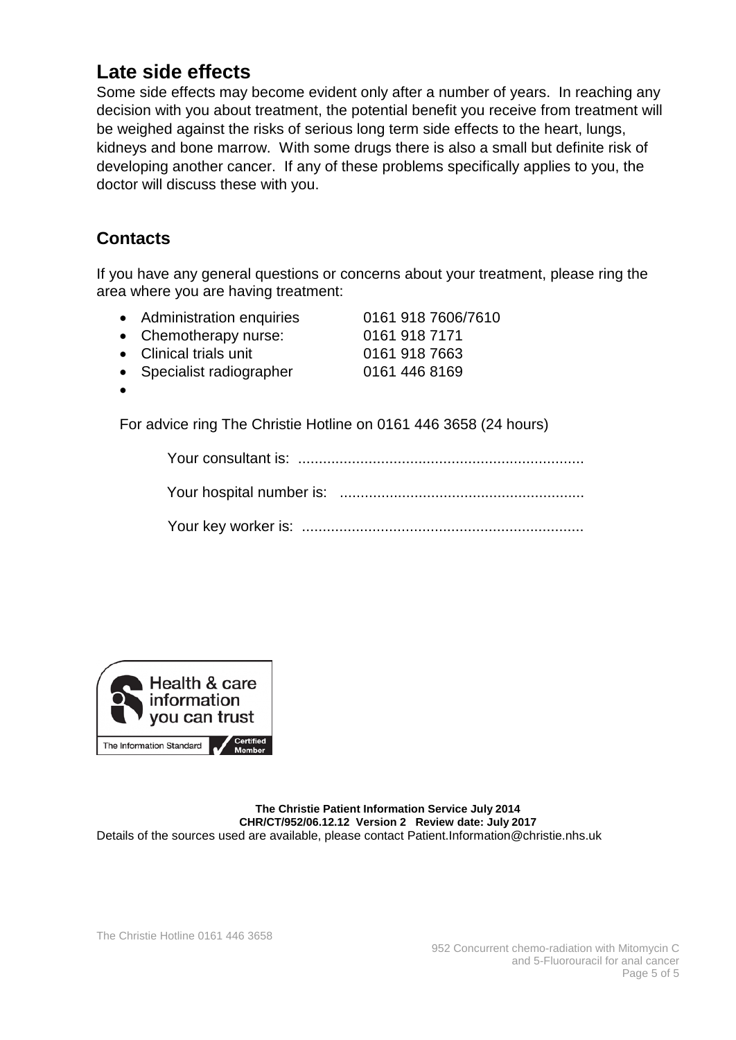## Late side effects

Some side effects may become evident only after a number of years. In reaching any decision with you about treatment, the potential benefit you receive from treatment will be weighed against the risks of serious long term side effects to the heart, lungs, kidneys and bone marrow. With some drugs there is also a small but definite risk of developing another cancer. If any of these problems specifically applies to you, the doctor will discuss these with you.

## Contacts

If you have any general questions or concerns about your treatment, please ring the area where you are having treatment:

- Administration enquiries 0161 918 7606/7610
- Chemotherapy nurse: 0161 918 7171
- Clinical trials unit 0161 918 7663
- Specialist radiographer 0161 446 8169
-

For advice ring The Christie Hotline on 0161 446 3658 (24 hours)

Your consultant is: ....................................................................

Your hospital number is: ..........................................................

Your key worker is: ...................................................................

Health & care information you can trust

The Information Standard Certified Member

**The Christie Patient Information Service July 2014**
**CHR/CT/952/06.12.12 Version 2 Review date: July 2017**
Details of the sources used are available, please contact Patient.Information@christie.nhs.uk